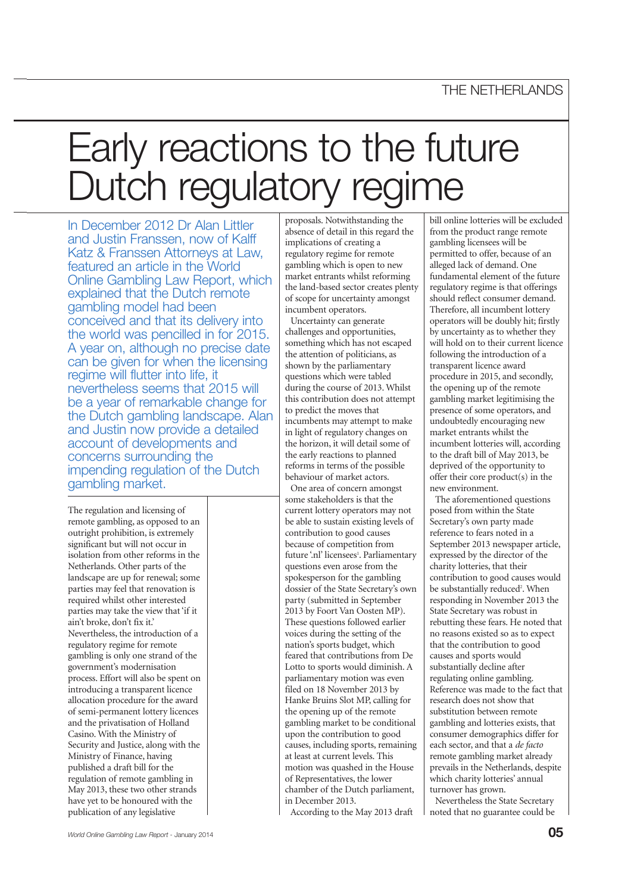# Early reactions to the future Dutch regulatory regime

In December 2012 Dr Alan Littler and Justin Franssen, now of Kalff Katz & Franssen Attorneys at Law, featured an article in the World Online Gambling Law Report, which explained that the Dutch remote gambling model had been conceived and that its delivery into the world was pencilled in for 2015. A year on, although no precise date can be given for when the licensing regime will flutter into life, it nevertheless seems that 2015 will be a year of remarkable change for the Dutch gambling landscape. Alan and Justin now provide a detailed account of developments and concerns surrounding the impending regulation of the Dutch gambling market.

The regulation and licensing of remote gambling, as opposed to an outright prohibition, is extremely significant but will not occur in isolation from other reforms in the Netherlands. Other parts of the landscape are up for renewal; some parties may feel that renovation is required whilst other interested parties may take the view that 'if it ain't broke, don't fix it.' Nevertheless, the introduction of a regulatory regime for remote gambling is only one strand of the government's modernisation process. Effort will also be spent on introducing a transparent licence allocation procedure for the award of semi-permanent lottery licences and the privatisation of Holland Casino. With the Ministry of Security and Justice, along with the Ministry of Finance, having published a draft bill for the regulation of remote gambling in May 2013, these two other strands have yet to be honoured with the publication of any legislative proposals. Notwithstanding the absence of detail in this regard the implications of creating a regulatory regime for remote gambling which is open to new market entrants whilst reforming the land-based sector creates plenty of scope for uncertainty amongst incumbent operators.

Uncertainty can generate challenges and opportunities, something which has not escaped the attention of politicians, as shown by the parliamentary questions which were tabled during the course of 2013. Whilst this contribution does not attempt to predict the moves that incumbents may attempt to make in light of regulatory changes on the horizon, it will detail some of the early reactions to planned reforms in terms of the possible behaviour of market actors.

One area of concern amongst some stakeholders is that the current lottery operators may not be able to sustain existing levels of contribution to good causes because of competition from future '.nl' licensees[1]. Parliamentary questions even arose from the spokesperson for the gambling dossier of the State Secretary's own party (submitted in September 2013 by Foort Van Oosten MP). These questions followed earlier voices during the setting of the nation's sports budget, which feared that contributions from De Lotto to sports would diminish. A parliamentary motion was even filed on 18 November 2013 by Hanke Bruins Slot MP, calling for the opening up of the remote gambling market to be conditional upon the contribution to good causes, including sports, remaining at current levels. This motion was quashed in the House of Representatives, the lower chamber of the Dutch parliament, in December 2013.

According to the May 2013 draft bill online lotteries will be excluded from the product range remote gambling licensees will be permitted to offer, because of an alleged lack of demand. One fundamental element of the future regulatory regime is that offerings should reflect consumer demand. Therefore, all incumbent lottery operators will be doubly hit; firstly by uncertainty as to whether they will hold on to their current licence following the introduction of a transparent licence award procedure in 2015, and secondly, the opening up of the remote gambling market legitimising the presence of some operators, and undoubtedly encouraging new market entrants whilst the incumbent lotteries will, according to the draft bill of May 2013, be deprived of the opportunity to offer their core product(s) in the new environment.

The aforementioned questions posed from within the State Secretary's own party made reference to fears noted in a September 2013 newspaper article, expressed by the director of the charity lotteries, that their contribution to good causes would be substantially reduced[2]. When responding in November 2013 the State Secretary was robust in rebutting these fears. He noted that no reasons existed so as to expect that the contribution to good causes and sports would substantially decline after regulating online gambling. Reference was made to the fact that research does not show that substitution between remote gambling and lotteries exists, that consumer demographics differ for each sector, and that a *de facto* remote gambling market already prevails in the Netherlands, despite which charity lotteries' annual turnover has grown.

Nevertheless the State Secretary noted that no guarantee could be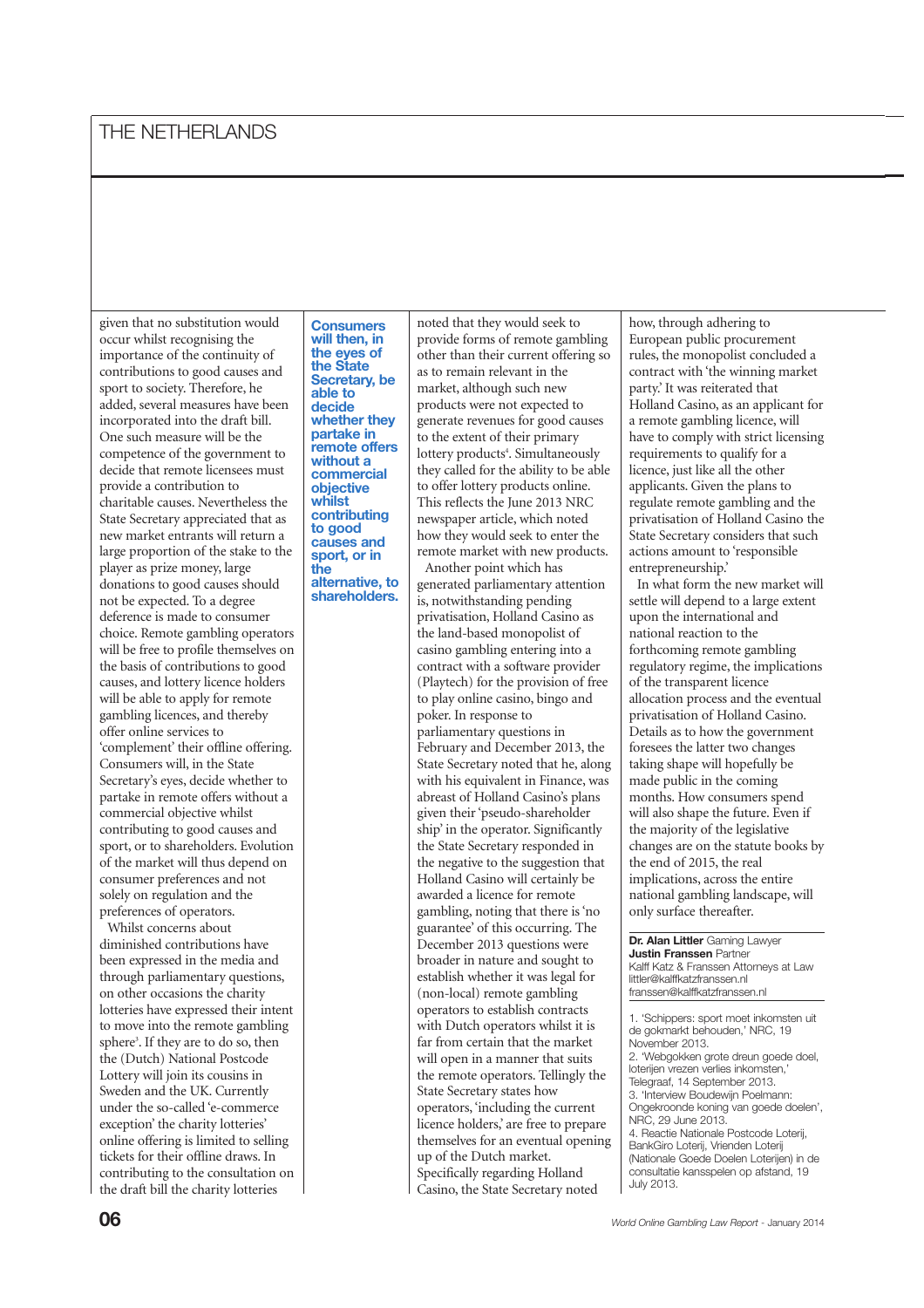given that no substitution would occur whilst recognising the importance of the continuity of contributions to good causes and sport to society. Therefore, he added, several measures have been incorporated into the draft bill. One such measure will be the competence of the government to decide that remote licensees must provide a contribution to charitable causes. Nevertheless the State Secretary appreciated that as new market entrants will return a large proportion of the stake to the player as prize money, large donations to good causes should not be expected. To a degree deference is made to consumer choice. Remote gambling operators will be free to profile themselves on the basis of contributions to good causes, and lottery licence holders will be able to apply for remote gambling licences, and thereby offer online services to 'complement' their offline offering. Consumers will, in the State Secretary's eyes, decide whether to partake in remote offers without a commercial objective whilst contributing to good causes and sport, or to shareholders. Evolution of the market will thus depend on consumer preferences and not solely on regulation and the preferences of operators.

**Consumers will then, in the eyes of the State Secretary, be able to decide whether they partake in remote offers without a commercial objective whilst contributing to good causes and sport, or in the alternative, to shareholders.**

Whilst concerns about diminished contributions have been expressed in the media and through parliamentary questions, on other occasions the charity lotteries have expressed their intent to move into the remote gambling sphere[3]. If they are to do so, then the (Dutch) National Postcode Lottery will join its cousins in Sweden and the UK. Currently under the so-called 'e-commerce exception' the charity lotteries' online offering is limited to selling tickets for their offline draws. In contributing to the consultation on the draft bill the charity lotteries noted that they would seek to provide forms of remote gambling other than their current offering so as to remain relevant in the market, although such new products were not expected to generate revenues for good causes to the extent of their primary lottery products[4]. Simultaneously they called for the ability to be able to offer lottery products online. This reflects the June 2013 NRC newspaper article, which noted how they would seek to enter the remote market with new products.

Another point which has generated parliamentary attention is, notwithstanding pending privatisation, Holland Casino as the land-based monopolist of casino gambling entering into a contract with a software provider (Playtech) for the provision of free to play online casino, bingo and poker. In response to parliamentary questions in February and December 2013, the State Secretary noted that he, along with his equivalent in Finance, was abreast of Holland Casino's plans given their 'pseudo-shareholder ship' in the operator. Significantly the State Secretary responded in the negative to the suggestion that Holland Casino will certainly be awarded a licence for remote gambling, noting that there is 'no guarantee' of this occurring. The December 2013 questions were broader in nature and sought to establish whether it was legal for (non-local) remote gambling operators to establish contracts with Dutch operators whilst it is far from certain that the market will open in a manner that suits the remote operators. Tellingly the State Secretary states how operators, 'including the current licence holders,' are free to prepare themselves for an eventual opening up of the Dutch market. Specifically regarding Holland Casino, the State Secretary noted how, through adhering to European public procurement rules, the monopolist concluded a contract with 'the winning market party.' It was reiterated that Holland Casino, as an applicant for a remote gambling licence, will have to comply with strict licensing requirements to qualify for a licence, just like all the other applicants. Given the plans to regulate remote gambling and the privatisation of Holland Casino the State Secretary considers that such actions amount to 'responsible entrepreneurship.'

In what form the new market will settle will depend to a large extent upon the international and national reaction to the forthcoming remote gambling regulatory regime, the implications of the transparent licence allocation process and the eventual privatisation of Holland Casino. Details as to how the government foresees the latter two changes taking shape will hopefully be made public in the coming months. How consumers spend will also shape the future. Even if the majority of the legislative changes are on the statute books by the end of 2015, the real implications, across the entire national gambling landscape, will only surface thereafter.

**Dr. Alan Littler** Gaming Lawyer
**Justin Franssen** Partner
Kalff Katz & Franssen Attorneys at Law
littler@kalffkatzfranssen.nl
franssen@kalffkatzfranssen.nl

1. 'Schippers: sport moet inkomsten uit de gokmarkt behouden,' NRC, 19 November 2013.
2. 'Webgokken grote dreun goede doel, loterijen vrezen verlies inkomsten,' Telegraaf, 14 September 2013.
3. 'Interview Boudewijn Poelmann: Ongekroonde koning van goede doelen', NRC, 29 June 2013.
4. Reactie Nationale Postcode Loterij, BankGiro Loterij, Vrienden Loterij (Nationale Goede Doelen Loterijen) in de consultatie kansspelen op afstand, 19 July 2013.